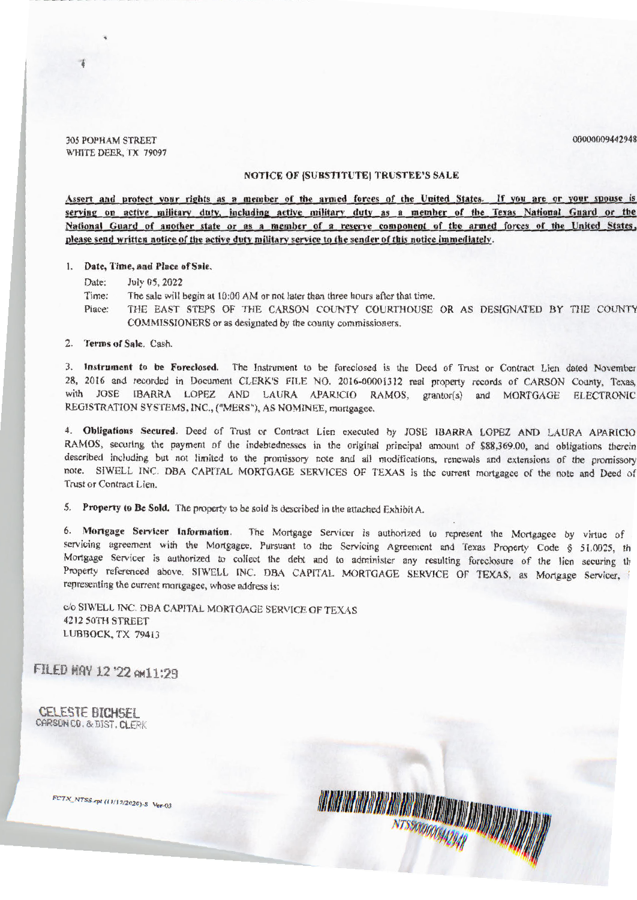305 POPHAM STREET
WHITE DEER, TX 79097

00000009442948

## NOTICE OF [SUBSTITUTE] TRUSTEE'S SALE

**Assert and protect your rights as a member of the armed forces of the United States. If you are or your spouse is serving on active military duty, including active military duty as a member of the Texas National Guard or the National Guard of another state or as a member of a reserve component of the armed forces of the United States, please send written notice of the active duty military service to the sender of this notice immediately.**

1. **Date, Time, and Place of Sale.**

   Date: July 05, 2022

   Time: The sale will begin at 10:00 AM or not later than three hours after that time.

   Place: THE EAST STEPS OF THE CARSON COUNTY COURTHOUSE OR AS DESIGNATED BY THE COUNTY COMMISSIONERS or as designated by the county commissioners.

2. **Terms of Sale.** Cash.

3. **Instrument to be Foreclosed.** The Instrument to be foreclosed is the Deed of Trust or Contract Lien dated November 28, 2016 and recorded in Document CLERK'S FILE NO. 2016-00001312 real property records of CARSON County, Texas, with JOSE IBARRA LOPEZ AND LAURA APARICIO RAMOS, grantor(s) and MORTGAGE ELECTRONIC REGISTRATION SYSTEMS, INC., ("MERS"), AS NOMINEE, mortgagee.

4. **Obligations Secured.** Deed of Trust or Contract Lien executed by JOSE IBARRA LOPEZ AND LAURA APARICIO RAMOS, securing the payment of the indebtednesses in the original principal amount of $88,369.00, and obligations therein described including but not limited to the promissory note and all modifications, renewals and extensions of the promissory note. SIWELL INC. DBA CAPITAL MORTGAGE SERVICES OF TEXAS is the current mortgagee of the note and Deed of Trust or Contract Lien.

5. **Property to Be Sold.** The property to be sold is described in the attached Exhibit A.

6. **Mortgage Servicer Information.** The Mortgage Servicer is authorized to represent the Mortgagee by virtue of servicing agreement with the Mortgagee. Pursuant to the Servicing Agreement and Texas Property Code § 51.0025, th Mortgage Servicer is authorized to collect the debt and to administer any resulting foreclosure of the lien securing th Property referenced above. SIWELL INC. DBA CAPITAL MORTGAGE SERVICE OF TEXAS, as Mortgage Servicer, representing the current mortgagee, whose address is:

c/o SIWELL INC. DBA CAPITAL MORTGAGE SERVICE OF TEXAS
4212 50TH STREET
LUBBOCK, TX 79413

FILED MAY 12 '22 AM11:29

CELESTE BICHSEL
CARSON CO. & DIST. CLERK

FCTX_NTSS.rpt (11/17/2020)-S Ver-03

NTSS00000009442948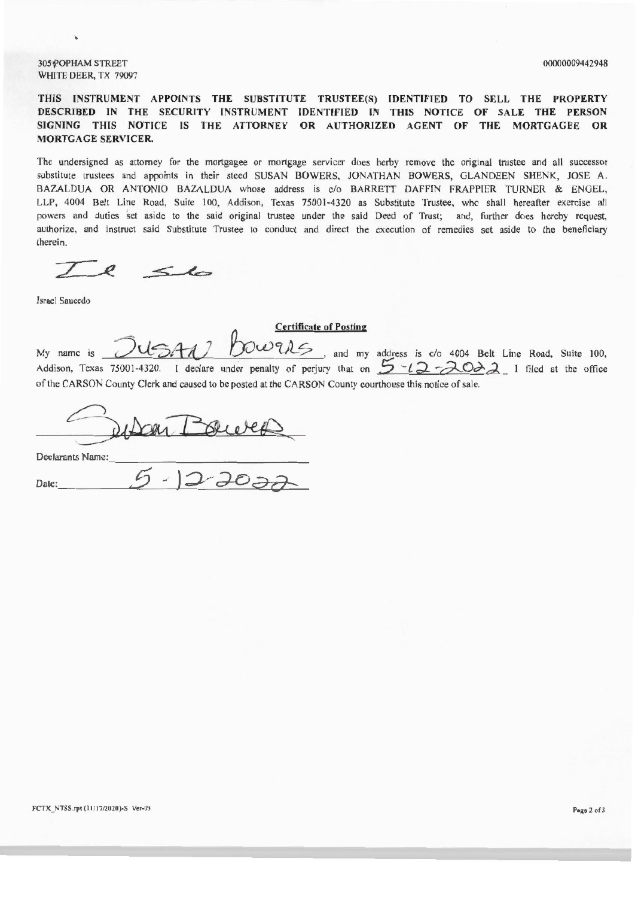305 POPHAM STREET
WHITE DEER, TX 79097

00000009442948

**THIS INSTRUMENT APPOINTS THE SUBSTITUTE TRUSTEE(S) IDENTIFIED TO SELL THE PROPERTY DESCRIBED IN THE SECURITY INSTRUMENT IDENTIFIED IN THIS NOTICE OF SALE THE PERSON SIGNING THIS NOTICE IS THE ATTORNEY OR AUTHORIZED AGENT OF THE MORTGAGEE OR MORTGAGE SERVICER.**

The undersigned as attorney for the mortgagee or mortgage servicer does herby remove the original trustee and all successor substitute trustees and appoints in their steed SUSAN BOWERS, JONATHAN BOWERS, GLANDEEN SHENK, JOSE A. BAZALDUA OR ANTONIO BAZALDUA whose address is c/o BARRETT DAFFIN FRAPPIER TURNER & ENGEL, LLP, 4004 Belt Line Road, Suite 100, Addison, Texas 75001-4320 as Substitute Trustee, who shall hereafter exercise all powers and duties set aside to the said original trustee under the said Deed of Trust; and, further does hereby request, authorize, and instruct said Substitute Trustee to conduct and direct the execution of remedies set aside to the beneficiary therein.

Israel Saucedo

**Certificate of Posting**

My name is SUSAN BOWERS, and my address is c/o 4004 Belt Line Road, Suite 100, Addison, Texas 75001-4320. I declare under penalty of perjury that on 5-12-2022 I filed at the office of the CARSON County Clerk and caused to be posted at the CARSON County courthouse this notice of sale.

Declarants Name: ____________________

Date: 5-12-2022

FCTX_NTSS.rpt (11/17/2020)-S Ver-03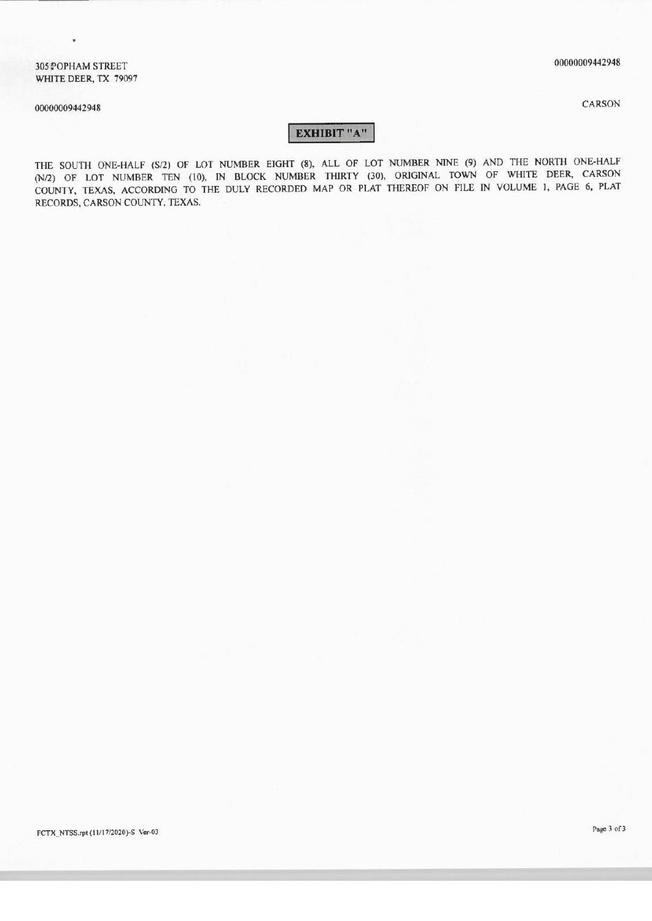305 POPHAM STREET
WHITE DEER, TX 79097

00000009442948

00000009442948

CARSON

**EXHIBIT "A"**

THE SOUTH ONE-HALF (S/2) OF LOT NUMBER EIGHT (8), ALL OF LOT NUMBER NINE (9) AND THE NORTH ONE-HALF (N/2) OF LOT NUMBER TEN (10), IN BLOCK NUMBER THIRTY (30), ORIGINAL TOWN OF WHITE DEER, CARSON COUNTY, TEXAS, ACCORDING TO THE DULY RECORDED MAP OR PLAT THEREOF ON FILE IN VOLUME 1, PAGE 6, PLAT RECORDS, CARSON COUNTY, TEXAS.

FCTX_NTSS.rpt (11/17/2020)-S Ver-03